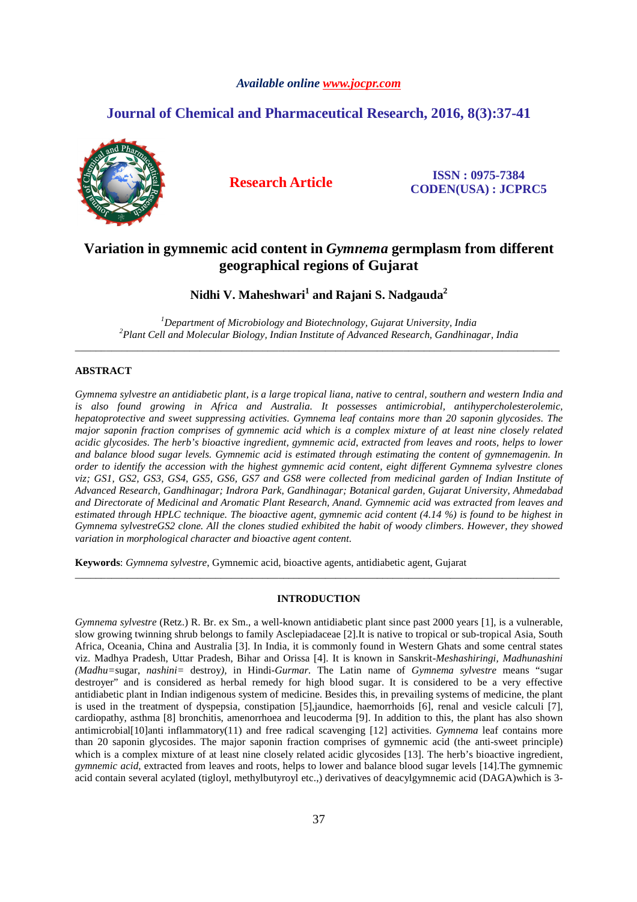# Variation in gymnemic acid content in *Gymnema* germplasm from different geographical regions of Gujarat

**Nidhi V. Maheshwari[1] and Rajani S. Nadgauda[2]**

[1]*Department of Microbiology and Biotechnology, Gujarat University, India*
[2]*Plant Cell and Molecular Biology, Indian Institute of Advanced Research, Gandhinagar, India*

---

## ABSTRACT

*Gymnema sylvestre an antidiabetic plant, is a large tropical liana, native to central, southern and western India and is also found growing in Africa and Australia. It possesses antimicrobial, antihypercholesterolemic, hepatoprotective and sweet suppressing activities. Gymnema leaf contains more than 20 saponin glycosides. The major saponin fraction comprises of gymnemic acid which is a complex mixture of at least nine closely related acidic glycosides. The herb's bioactive ingredient, gymnemic acid, extracted from leaves and roots, helps to lower and balance blood sugar levels. Gymnemic acid is estimated through estimating the content of gymnemagenin. In order to identify the accession with the highest gymnemic acid content, eight different Gymnema sylvestre clones viz; GS1, GS2, GS3, GS4, GS5, GS6, GS7 and GS8 were collected from medicinal garden of Indian Institute of Advanced Research, Gandhinagar; Indrora Park, Gandhinagar; Botanical garden, Gujarat University, Ahmedabad and Directorate of Medicinal and Aromatic Plant Research, Anand. Gymnemic acid was extracted from leaves and estimated through HPLC technique. The bioactive agent, gymnemic acid content (4.14 %) is found to be highest in Gymnema sylvestreGS2 clone. All the clones studied exhibited the habit of woody climbers. However, they showed variation in morphological character and bioactive agent content.*

**Keywords**: *Gymnema sylvestre*, Gymnemic acid, bioactive agents, antidiabetic agent, Gujarat

---

## INTRODUCTION

*Gymnema sylvestre* (Retz.) R. Br. ex Sm., a well-known antidiabetic plant since past 2000 years [1], is a vulnerable, slow growing twinning shrub belongs to family Asclepiadaceae [2].It is native to tropical or sub-tropical Asia, South Africa, Oceania, China and Australia [3]. In India, it is commonly found in Western Ghats and some central states viz. Madhya Pradesh, Uttar Pradesh, Bihar and Orissa [4]. It is known in Sanskrit-*Meshashiringi, Madhunashini (Madhu=*sugar, *nashini=* destroy*)*, in Hindi-*Gurmar*. The Latin name of *Gymnema sylvestre* means "sugar destroyer" and is considered as herbal remedy for high blood sugar. It is considered to be a very effective antidiabetic plant in Indian indigenous system of medicine. Besides this, in prevailing systems of medicine, the plant is used in the treatment of dyspepsia, constipation [5],jaundice, haemorrhoids [6], renal and vesicle calculi [7], cardiopathy, asthma [8] bronchitis, amenorrhoea and leucoderma [9]. In addition to this, the plant has also shown antimicrobial[10]anti inflammatory(11) and free radical scavenging [12] activities. *Gymnema* leaf contains more than 20 saponin glycosides. The major saponin fraction comprises of gymnemic acid (the anti-sweet principle) which is a complex mixture of at least nine closely related acidic glycosides [13]. The herb's bioactive ingredient, *gymnemic acid*, extracted from leaves and roots, helps to lower and balance blood sugar levels [14].The gymnemic acid contain several acylated (tigloyl, methylbutyroyl etc.,) derivatives of deacylgymnemic acid (DAGA)which is 3-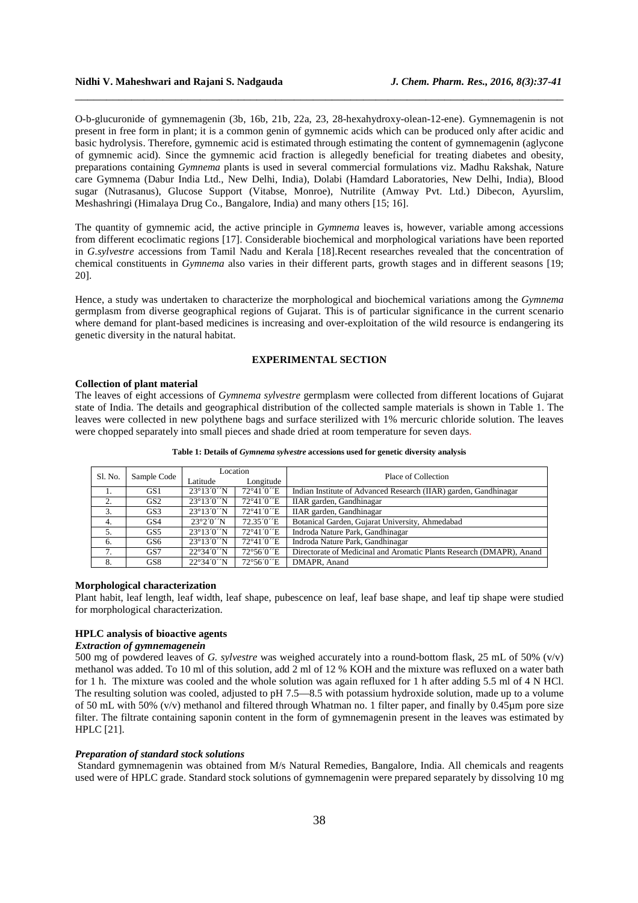O-b-glucuronide of gymnemagenin (3b, 16b, 21b, 22a, 23, 28-hexahydroxy-olean-12-ene). Gymnemagenin is not present in free form in plant; it is a common genin of gymnemic acids which can be produced only after acidic and basic hydrolysis. Therefore, gymnemic acid is estimated through estimating the content of gymnemagenin (aglycone of gymnemic acid). Since the gymnemic acid fraction is allegedly beneficial for treating diabetes and obesity, preparations containing *Gymnema* plants is used in several commercial formulations viz. Madhu Rakshak, Nature care Gymnema (Dabur India Ltd., New Delhi, India), Dolabi (Hamdard Laboratories, New Delhi, India), Blood sugar (Nutrasanus), Glucose Support (Vitabse, Monroe), Nutrilite (Amway Pvt. Ltd.) Dibecon, Ayurslim, Meshashringi (Himalaya Drug Co., Bangalore, India) and many others [15; 16].

The quantity of gymnemic acid, the active principle in *Gymnema* leaves is, however, variable among accessions from different ecoclimatic regions [17]. Considerable biochemical and morphological variations have been reported in *G.sylvestre* accessions from Tamil Nadu and Kerala [18].Recent researches revealed that the concentration of chemical constituents in *Gymnema* also varies in their different parts, growth stages and in different seasons [19; 20].

Hence, a study was undertaken to characterize the morphological and biochemical variations among the *Gymnema* germplasm from diverse geographical regions of Gujarat. This is of particular significance in the current scenario where demand for plant-based medicines is increasing and over-exploitation of the wild resource is endangering its genetic diversity in the natural habitat.

## EXPERIMENTAL SECTION

**Collection of plant material**

The leaves of eight accessions of *Gymnema sylvestre* germplasm were collected from different locations of Gujarat state of India. The details and geographical distribution of the collected sample materials is shown in Table 1. The leaves were collected in new polythene bags and surface sterilized with 1% mercuric chloride solution. The leaves were chopped separately into small pieces and shade dried at room temperature for seven days.

**Table 1: Details of *Gymnema sylvestre* accessions used for genetic diversity analysis**

| Sl. No. | Sample Code | Location | | Place of Collection |
|---|---|---|---|---|
| | | Latitude | Longitude | |
| 1. | GS1 | 23°13´0´´N | 72°41´0´´E | Indian Institute of Advanced Research (IIAR) garden, Gandhinagar |
| 2. | GS2 | 23°13´0´´N | 72°41´0´´E | IIAR garden, Gandhinagar |
| 3. | GS3 | 23°13´0´´N | 72°41´0´´E | IIAR garden, Gandhinagar |
| 4. | GS4 | 23°2´0´´N | 72.35´0´´E | Botanical Garden, Gujarat University, Ahmedabad |
| 5. | GS5 | 23°13´0´´N | 72°41´0´´E | Indroda Nature Park, Gandhinagar |
| 6. | GS6 | 23°13´0´´N | 72°41´0´´E | Indroda Nature Park, Gandhinagar |
| 7. | GS7 | 22°34´0´´N | 72°56´0´´E | Directorate of Medicinal and Aromatic Plants Research (DMAPR), Anand |
| 8. | GS8 | 22°34´0´´N | 72°56´0´´E | DMAPR, Anand |

**Morphological characterization**

Plant habit, leaf length, leaf width, leaf shape, pubescence on leaf, leaf base shape, and leaf tip shape were studied for morphological characterization.

**HPLC analysis of bioactive agents**

***Extraction of gymnemagenein***

500 mg of powdered leaves of *G. sylvestre* was weighed accurately into a round-bottom flask, 25 mL of 50% (v/v) methanol was added. To 10 ml of this solution, add 2 ml of 12 % KOH and the mixture was refluxed on a water bath for 1 h. The mixture was cooled and the whole solution was again refluxed for 1 h after adding 5.5 ml of 4 N HCl. The resulting solution was cooled, adjusted to pH 7.5—8.5 with potassium hydroxide solution, made up to a volume of 50 mL with 50% (v/v) methanol and filtered through Whatman no. 1 filter paper, and finally by 0.45µm pore size filter. The filtrate containing saponin content in the form of gymnemagenin present in the leaves was estimated by HPLC [21].

***Preparation of standard stock solutions***

Standard gymnemagenin was obtained from M/s Natural Remedies, Bangalore, India. All chemicals and reagents used were of HPLC grade. Standard stock solutions of gymnemagenin were prepared separately by dissolving 10 mg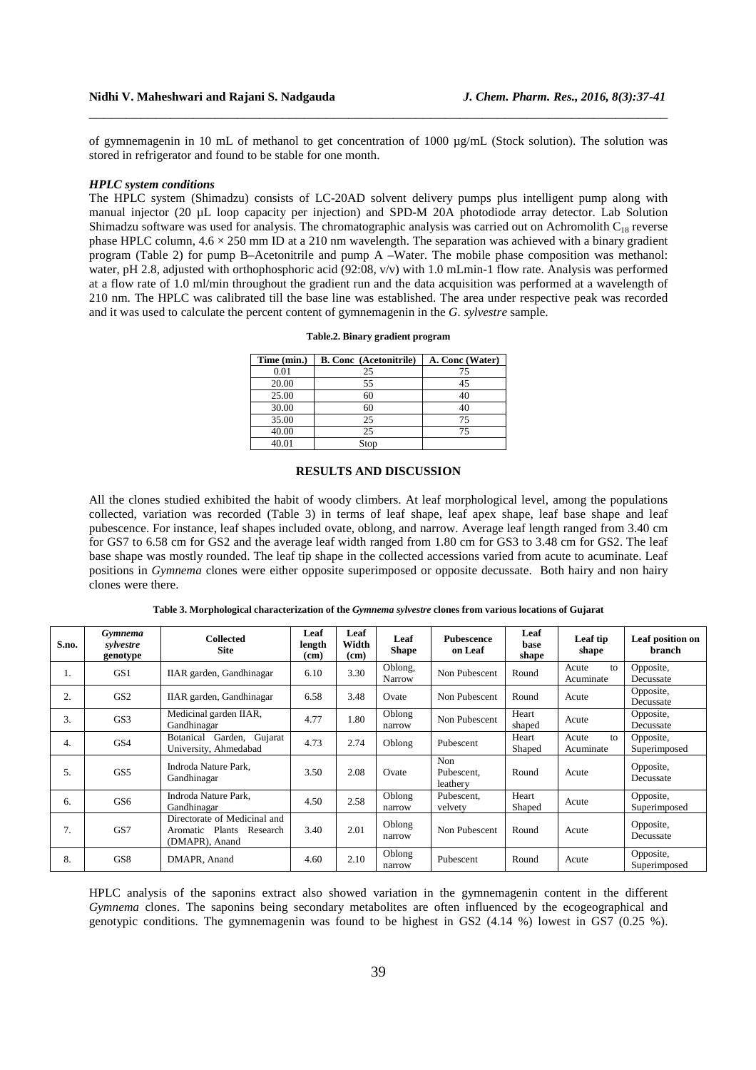of gymnemagenin in 10 mL of methanol to get concentration of 1000 µg/mL (Stock solution). The solution was stored in refrigerator and found to be stable for one month.

***HPLC system conditions***

The HPLC system (Shimadzu) consists of LC-20AD solvent delivery pumps plus intelligent pump along with manual injector (20 µL loop capacity per injection) and SPD-M 20A photodiode array detector. Lab Solution Shimadzu software was used for analysis. The chromatographic analysis was carried out on Achromolith $C_{18}$ reverse phase HPLC column, $4.6 \times 250$ mm ID at a 210 nm wavelength. The separation was achieved with a binary gradient program (Table 2) for pump B–Acetonitrile and pump A –Water. The mobile phase composition was methanol: water, pH 2.8, adjusted with orthophosphoric acid (92:08, v/v) with 1.0 mLmin-1 flow rate. Analysis was performed at a flow rate of 1.0 ml/min throughout the gradient run and the data acquisition was performed at a wavelength of 210 nm. The HPLC was calibrated till the base line was established. The area under respective peak was recorded and it was used to calculate the percent content of gymnemagenin in the *G. sylvestre* sample.

**Table.2. Binary gradient program**

| Time (min.) | B. Conc (Acetonitrile) | A. Conc (Water) |
|---|---|---|
| 0.01 | 25 | 75 |
| 20.00 | 55 | 45 |
| 25.00 | 60 | 40 |
| 30.00 | 60 | 40 |
| 35.00 | 25 | 75 |
| 40.00 | 25 | 75 |
| 40.01 | Stop | |

## RESULTS AND DISCUSSION

All the clones studied exhibited the habit of woody climbers. At leaf morphological level, among the populations collected, variation was recorded (Table 3) in terms of leaf shape, leaf apex shape, leaf base shape and leaf pubescence. For instance, leaf shapes included ovate, oblong, and narrow. Average leaf length ranged from 3.40 cm for GS7 to 6.58 cm for GS2 and the average leaf width ranged from 1.80 cm for GS3 to 3.48 cm for GS2. The leaf base shape was mostly rounded. The leaf tip shape in the collected accessions varied from acute to acuminate. Leaf positions in *Gymnema* clones were either opposite superimposed or opposite decussate. Both hairy and non hairy clones were there.

**Table 3. Morphological characterization of the *Gymnema sylvestre* clones from various locations of Gujarat**

| S.no. | *Gymnema sylvestre* genotype | Collected Site | Leaf length (cm) | Leaf Width (cm) | Leaf Shape | Pubescence on Leaf | Leaf base shape | Leaf tip shape | Leaf position on branch |
|---|---|---|---|---|---|---|---|---|---|
| 1. | GS1 | IIAR garden, Gandhinagar | 6.10 | 3.30 | Oblong, Narrow | Non Pubescent | Round | Acute to Acuminate | Opposite, Decussate |
| 2. | GS2 | IIAR garden, Gandhinagar | 6.58 | 3.48 | Ovate | Non Pubescent | Round | Acute | Opposite, Decussate |
| 3. | GS3 | Medicinal garden IIAR, Gandhinagar | 4.77 | 1.80 | Oblong narrow | Non Pubescent | Heart shaped | Acute | Opposite, Decussate |
| 4. | GS4 | Botanical Garden, Gujarat University, Ahmedabad | 4.73 | 2.74 | Oblong | Pubescent | Heart Shaped | Acute to Acuminate | Opposite, Superimposed |
| 5. | GS5 | Indroda Nature Park, Gandhinagar | 3.50 | 2.08 | Ovate | Non Pubescent, leathery | Round | Acute | Opposite, Decussate |
| 6. | GS6 | Indroda Nature Park, Gandhinagar | 4.50 | 2.58 | Oblong narrow | Pubescent, velvety | Heart Shaped | Acute | Opposite, Superimposed |
| 7. | GS7 | Directorate of Medicinal and Aromatic Plants Research (DMAPR), Anand | 3.40 | 2.01 | Oblong narrow | Non Pubescent | Round | Acute | Opposite, Decussate |
| 8. | GS8 | DMAPR, Anand | 4.60 | 2.10 | Oblong narrow | Pubescent | Round | Acute | Opposite, Superimposed |

HPLC analysis of the saponins extract also showed variation in the gymnemagenin content in the different *Gymnema* clones. The saponins being secondary metabolites are often influenced by the ecogeographical and genotypic conditions. The gymnemagenin was found to be highest in GS2 (4.14 %) lowest in GS7 (0.25 %).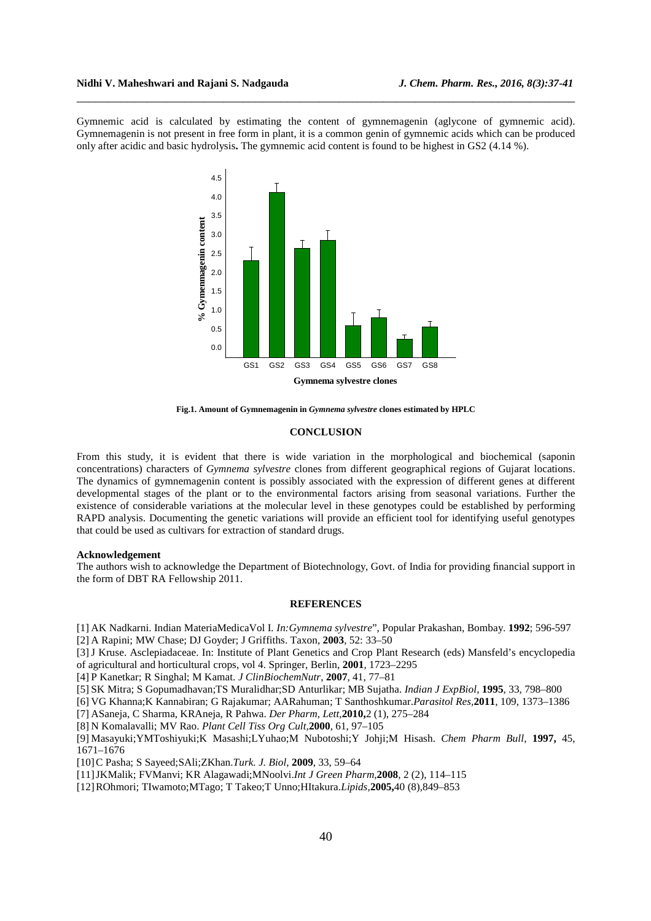Gymnemic acid is calculated by estimating the content of gymnemagenin (aglycone of gymnemic acid). Gymnemagenin is not present in free form in plant, it is a common genin of gymnemic acids which can be produced only after acidic and basic hydrolysis**.** The gymnemic acid content is found to be highest in GS2 (4.14 %).

**Fig.1. Amount of Gymnemagenin in *Gymnema sylvestre* clones estimated by HPLC**

## CONCLUSION

From this study, it is evident that there is wide variation in the morphological and biochemical (saponin concentrations) characters of *Gymnema sylvestre* clones from different geographical regions of Gujarat locations. The dynamics of gymnemagenin content is possibly associated with the expression of different genes at different developmental stages of the plant or to the environmental factors arising from seasonal variations. Further the existence of considerable variations at the molecular level in these genotypes could be established by performing RAPD analysis. Documenting the genetic variations will provide an efficient tool for identifying useful genotypes that could be used as cultivars for extraction of standard drugs.

### Acknowledgement

The authors wish to acknowledge the Department of Biotechnology, Govt. of India for providing financial support in the form of DBT RA Fellowship 2011.

## REFERENCES

[1] AK Nadkarni. Indian MateriaMedicaVol I. *In:Gymnema sylvestre*", Popular Prakashan, Bombay. **1992**; 596-597

[2] A Rapini; MW Chase; DJ Goyder; J Griffiths. Taxon, **2003**, 52: 33–50

[3] J Kruse. Asclepiadaceae. In: Institute of Plant Genetics and Crop Plant Research (eds) Mansfeld's encyclopedia of agricultural and horticultural crops, vol 4. Springer, Berlin, **2001**, 1723–2295

[4] P Kanetkar; R Singhal; M Kamat. *J ClinBiochemNutr*, **2007**, 41, 77–81

[5] SK Mitra; S Gopumadhavan;TS Muralidhar;SD Anturlikar; MB Sujatha. *Indian J ExpBiol*, **1995**, 33, 798–800

[6] VG Khanna;K Kannabiran; G Rajakumar; AARahuman; T Santhoshkumar.*Parasitol Res*,**2011**, 109, 1373–1386

[7] ASaneja, C Sharma, KRAneja, R Pahwa. *Der Pharm, Lett*,**2010,**2 (1), 275–284

[8] N Komalavalli; MV Rao. *Plant Cell Tiss Org Cult,***2000**, 61, 97–105

[9] Masayuki;YMToshiyuki;K Masashi;LYuhao;M Nubotoshi;Y Johji;M Hisash. *Chem Pharm Bull*, **1997,** 45, 1671–1676

[10] C Pasha; S Sayeed;SAli;ZKhan.*Turk. J. Biol*, **2009**, 33, 59–64

[11] JKMalik; FVManvi; KR Alagawadi;MNoolvi.*Int J Green Pharm*,**2008**, 2 (2), 114–115

[12] ROhmori; TIwamoto;MTago; T Takeo;T Unno;HItakura.*Lipids*,**2005,**40 (8),849–853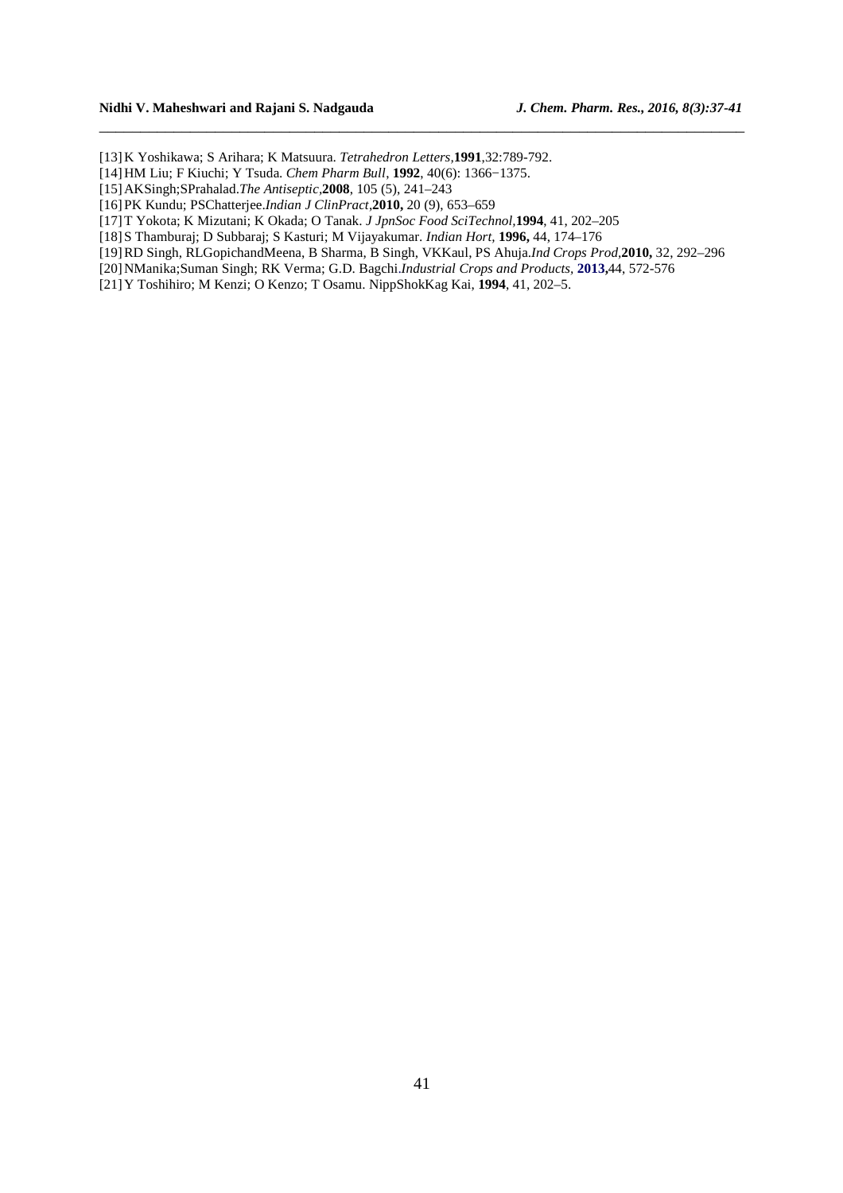[13] K Yoshikawa; S Arihara; K Matsuura. *Tetrahedron Letters*,**1991**,32:789-792.

[14] HM Liu; F Kiuchi; Y Tsuda. *Chem Pharm Bull*, **1992**, 40(6): 1366−1375.

[15] AKSingh;SPrahalad.*The Antiseptic*,**2008**, 105 (5), 241–243

[16] PK Kundu; PSChatterjee.*Indian J ClinPract*,**2010,** 20 (9), 653–659

[17] T Yokota; K Mizutani; K Okada; O Tanak. *J JpnSoc Food SciTechnol*,**1994**, 41, 202–205

[18] S Thamburaj; D Subbaraj; S Kasturi; M Vijayakumar. *Indian Hort*, **1996,** 44, 174–176

[19] RD Singh, RLGopichandMeena, B Sharma, B Singh, VKKaul, PS Ahuja.*Ind Crops Prod*,**2010,** 32, 292–296

[20] NManika;Suman Singh; RK Verma; G.D. Bagchi.*Industrial Crops and Products*, **2013,**44, 572-576

[21] Y Toshihiro; M Kenzi; O Kenzo; T Osamu. NippShokKag Kai, **1994**, 41, 202–5.